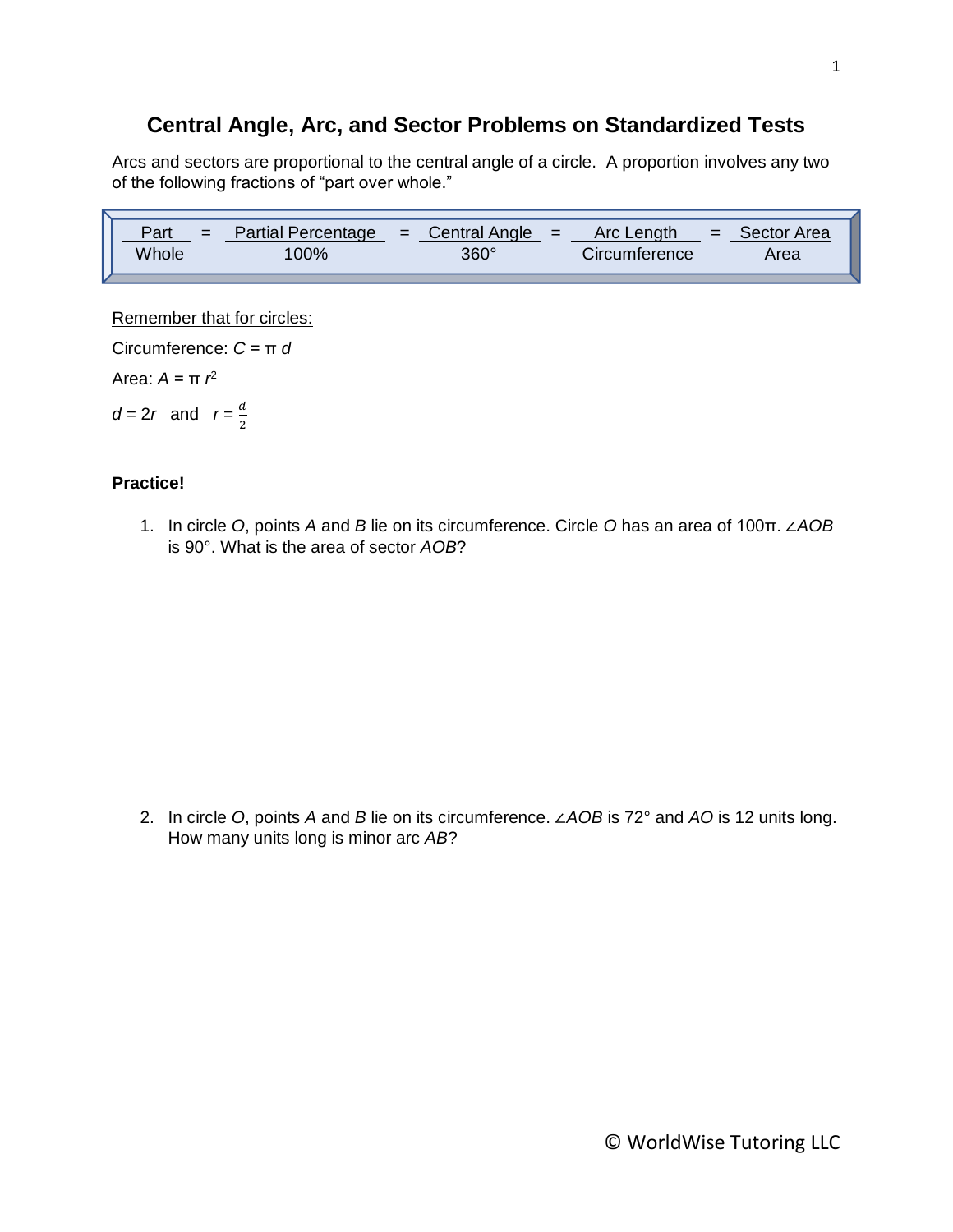# Central Angle, Arc, and Sector Problems on Standardized Tests

Arcs and sectors are proportional to the central angle of a circle. A proportion involves any two of the following fractions of "part over whole."

$$\frac{\text{Part}}{\text{Whole}} = \frac{\text{Partial Percentage}}{100\%} = \frac{\text{Central Angle}}{360°} = \frac{\text{Arc Length}}{\text{Circumference}} = \frac{\text{Sector Area}}{\text{Area}}$$

Remember that for circles:

Circumference: $C = \pi d$

Area: $A = \pi r^2$

$d = 2r$ and $r = \frac{d}{2}$

**Practice!**

1. In circle *O*, points *A* and *B* lie on its circumference. Circle *O* has an area of $100\pi$. $\angle AOB$ is 90°. What is the area of sector *AOB*?

2. In circle *O*, points *A* and *B* lie on its circumference. $\angle AOB$ is 72° and *AO* is 12 units long. How many units long is minor arc *AB*?

© WorldWise Tutoring LLC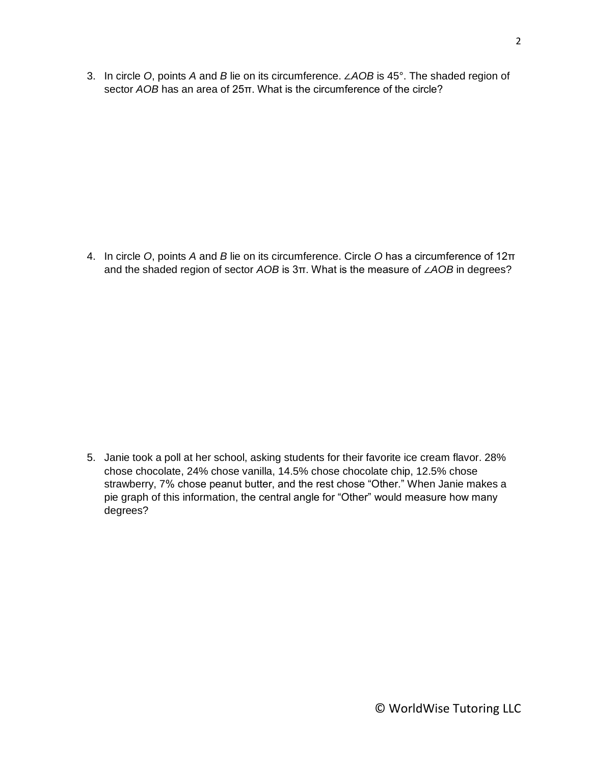3. In circle *O*, points *A* and *B* lie on its circumference. $\angle AOB$ is 45°. The shaded region of sector *AOB* has an area of 25π. What is the circumference of the circle?

4. In circle *O*, points *A* and *B* lie on its circumference. Circle *O* has a circumference of 12π and the shaded region of sector *AOB* is 3π. What is the measure of $\angle AOB$ in degrees?

5. Janie took a poll at her school, asking students for their favorite ice cream flavor. 28% chose chocolate, 24% chose vanilla, 14.5% chose chocolate chip, 12.5% chose strawberry, 7% chose peanut butter, and the rest chose "Other." When Janie makes a pie graph of this information, the central angle for "Other" would measure how many degrees?

© WorldWise Tutoring LLC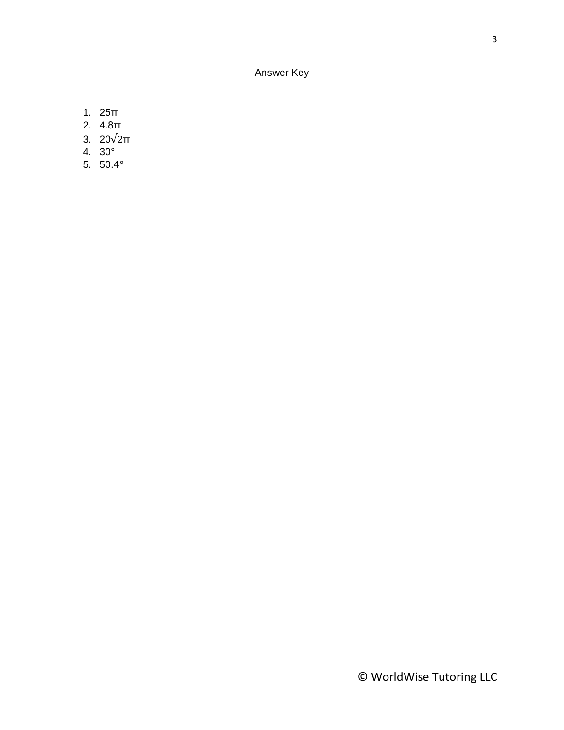# Answer Key

1. $25\pi$
2. $4.8\pi$
3. $20\sqrt{2}\pi$
4. $30°$
5. $50.4°$

© WorldWise Tutoring LLC